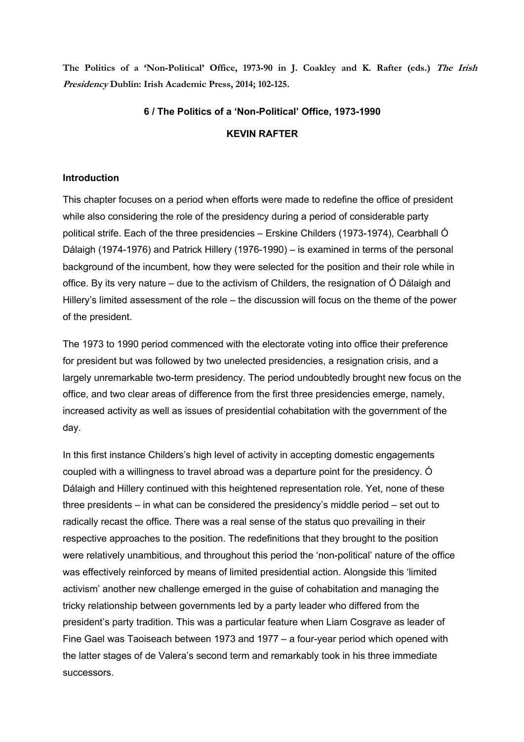**The Politics of a 'Non-Political' Office, 1973-90 in J. Coakley and K. Rafter (eds.) *The Irish Presidency* Dublin: Irish Academic Press, 2014; 102-125.**

# 6 / The Politics of a 'Non-Political' Office, 1973-1990

**KEVIN RAFTER**

## Introduction

This chapter focuses on a period when efforts were made to redefine the office of president while also considering the role of the presidency during a period of considerable party political strife. Each of the three presidencies – Erskine Childers (1973-1974), Cearbhall Ó Dálaigh (1974-1976) and Patrick Hillery (1976-1990) – is examined in terms of the personal background of the incumbent, how they were selected for the position and their role while in office. By its very nature – due to the activism of Childers, the resignation of Ó Dálaigh and Hillery's limited assessment of the role – the discussion will focus on the theme of the power of the president.

The 1973 to 1990 period commenced with the electorate voting into office their preference for president but was followed by two unelected presidencies, a resignation crisis, and a largely unremarkable two-term presidency. The period undoubtedly brought new focus on the office, and two clear areas of difference from the first three presidencies emerge, namely, increased activity as well as issues of presidential cohabitation with the government of the day.

In this first instance Childers's high level of activity in accepting domestic engagements coupled with a willingness to travel abroad was a departure point for the presidency. Ó Dálaigh and Hillery continued with this heightened representation role. Yet, none of these three presidents – in what can be considered the presidency's middle period – set out to radically recast the office. There was a real sense of the status quo prevailing in their respective approaches to the position. The redefinitions that they brought to the position were relatively unambitious, and throughout this period the 'non-political' nature of the office was effectively reinforced by means of limited presidential action. Alongside this 'limited activism' another new challenge emerged in the guise of cohabitation and managing the tricky relationship between governments led by a party leader who differed from the president's party tradition. This was a particular feature when Liam Cosgrave as leader of Fine Gael was Taoiseach between 1973 and 1977 – a four-year period which opened with the latter stages of de Valera's second term and remarkably took in his three immediate successors.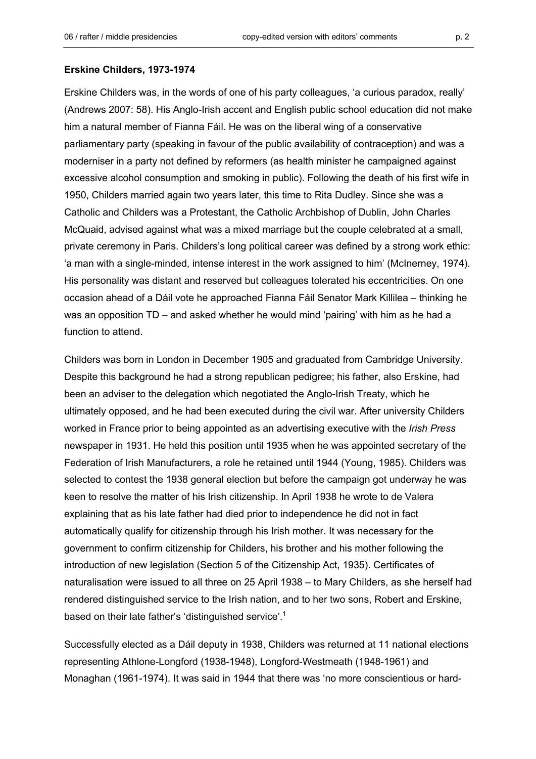**Erskine Childers, 1973-1974**

Erskine Childers was, in the words of one of his party colleagues, 'a curious paradox, really' (Andrews 2007: 58). His Anglo-Irish accent and English public school education did not make him a natural member of Fianna Fáil. He was on the liberal wing of a conservative parliamentary party (speaking in favour of the public availability of contraception) and was a moderniser in a party not defined by reformers (as health minister he campaigned against excessive alcohol consumption and smoking in public). Following the death of his first wife in 1950, Childers married again two years later, this time to Rita Dudley. Since she was a Catholic and Childers was a Protestant, the Catholic Archbishop of Dublin, John Charles McQuaid, advised against what was a mixed marriage but the couple celebrated at a small, private ceremony in Paris. Childers's long political career was defined by a strong work ethic: 'a man with a single-minded, intense interest in the work assigned to him' (McInerney, 1974). His personality was distant and reserved but colleagues tolerated his eccentricities. On one occasion ahead of a Dáil vote he approached Fianna Fáil Senator Mark Killilea – thinking he was an opposition TD – and asked whether he would mind 'pairing' with him as he had a function to attend.

Childers was born in London in December 1905 and graduated from Cambridge University. Despite this background he had a strong republican pedigree; his father, also Erskine, had been an adviser to the delegation which negotiated the Anglo-Irish Treaty, which he ultimately opposed, and he had been executed during the civil war. After university Childers worked in France prior to being appointed as an advertising executive with the *Irish Press* newspaper in 1931. He held this position until 1935 when he was appointed secretary of the Federation of Irish Manufacturers, a role he retained until 1944 (Young, 1985). Childers was selected to contest the 1938 general election but before the campaign got underway he was keen to resolve the matter of his Irish citizenship. In April 1938 he wrote to de Valera explaining that as his late father had died prior to independence he did not in fact automatically qualify for citizenship through his Irish mother. It was necessary for the government to confirm citizenship for Childers, his brother and his mother following the introduction of new legislation (Section 5 of the Citizenship Act, 1935). Certificates of naturalisation were issued to all three on 25 April 1938 – to Mary Childers, as she herself had rendered distinguished service to the Irish nation, and to her two sons, Robert and Erskine, based on their late father's 'distinguished service'.[1]

Successfully elected as a Dáil deputy in 1938, Childers was returned at 11 national elections representing Athlone-Longford (1938-1948), Longford-Westmeath (1948-1961) and Monaghan (1961-1974). It was said in 1944 that there was 'no more conscientious or hard-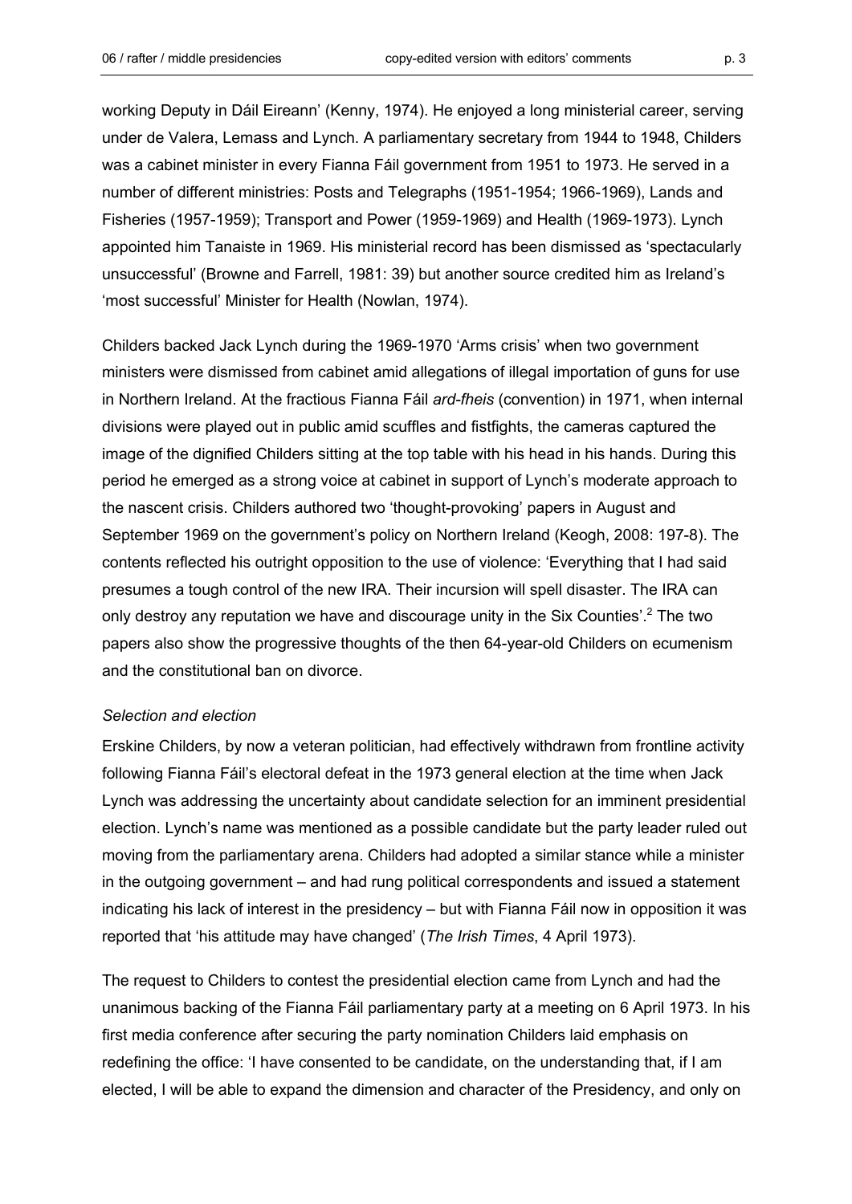working Deputy in Dáil Eireann' (Kenny, 1974). He enjoyed a long ministerial career, serving under de Valera, Lemass and Lynch. A parliamentary secretary from 1944 to 1948, Childers was a cabinet minister in every Fianna Fáil government from 1951 to 1973. He served in a number of different ministries: Posts and Telegraphs (1951-1954; 1966-1969), Lands and Fisheries (1957-1959); Transport and Power (1959-1969) and Health (1969-1973). Lynch appointed him Tanaiste in 1969. His ministerial record has been dismissed as 'spectacularly unsuccessful' (Browne and Farrell, 1981: 39) but another source credited him as Ireland's 'most successful' Minister for Health (Nowlan, 1974).

Childers backed Jack Lynch during the 1969-1970 'Arms crisis' when two government ministers were dismissed from cabinet amid allegations of illegal importation of guns for use in Northern Ireland. At the fractious Fianna Fáil *ard-fheis* (convention) in 1971, when internal divisions were played out in public amid scuffles and fistfights, the cameras captured the image of the dignified Childers sitting at the top table with his head in his hands. During this period he emerged as a strong voice at cabinet in support of Lynch's moderate approach to the nascent crisis. Childers authored two 'thought-provoking' papers in August and September 1969 on the government's policy on Northern Ireland (Keogh, 2008: 197-8). The contents reflected his outright opposition to the use of violence: 'Everything that I had said presumes a tough control of the new IRA. Their incursion will spell disaster. The IRA can only destroy any reputation we have and discourage unity in the Six Counties'.[2] The two papers also show the progressive thoughts of the then 64-year-old Childers on ecumenism and the constitutional ban on divorce.

*Selection and election*

Erskine Childers, by now a veteran politician, had effectively withdrawn from frontline activity following Fianna Fáil's electoral defeat in the 1973 general election at the time when Jack Lynch was addressing the uncertainty about candidate selection for an imminent presidential election. Lynch's name was mentioned as a possible candidate but the party leader ruled out moving from the parliamentary arena. Childers had adopted a similar stance while a minister in the outgoing government – and had rung political correspondents and issued a statement indicating his lack of interest in the presidency – but with Fianna Fáil now in opposition it was reported that 'his attitude may have changed' (*The Irish Times*, 4 April 1973).

The request to Childers to contest the presidential election came from Lynch and had the unanimous backing of the Fianna Fáil parliamentary party at a meeting on 6 April 1973. In his first media conference after securing the party nomination Childers laid emphasis on redefining the office: 'I have consented to be candidate, on the understanding that, if I am elected, I will be able to expand the dimension and character of the Presidency, and only on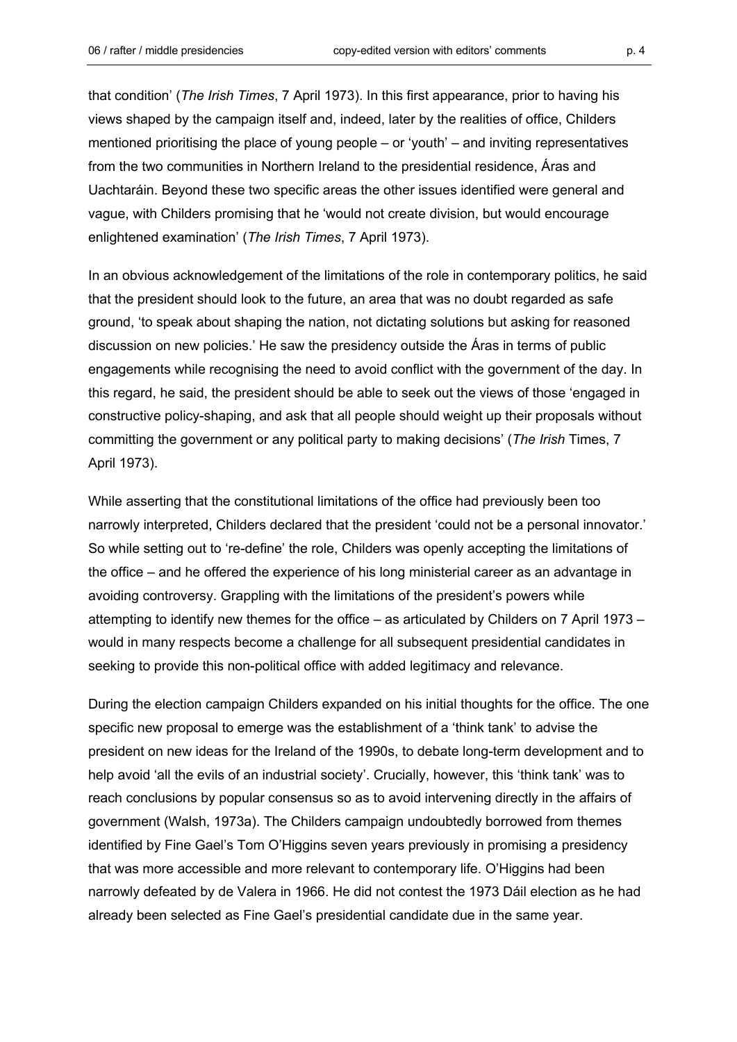that condition' (*The Irish Times*, 7 April 1973). In this first appearance, prior to having his views shaped by the campaign itself and, indeed, later by the realities of office, Childers mentioned prioritising the place of young people – or 'youth' – and inviting representatives from the two communities in Northern Ireland to the presidential residence, Áras and Uachtaráin. Beyond these two specific areas the other issues identified were general and vague, with Childers promising that he 'would not create division, but would encourage enlightened examination' (*The Irish Times*, 7 April 1973).

In an obvious acknowledgement of the limitations of the role in contemporary politics, he said that the president should look to the future, an area that was no doubt regarded as safe ground, 'to speak about shaping the nation, not dictating solutions but asking for reasoned discussion on new policies.' He saw the presidency outside the Áras in terms of public engagements while recognising the need to avoid conflict with the government of the day. In this regard, he said, the president should be able to seek out the views of those 'engaged in constructive policy-shaping, and ask that all people should weight up their proposals without committing the government or any political party to making decisions' (*The Irish* Times, 7 April 1973).

While asserting that the constitutional limitations of the office had previously been too narrowly interpreted, Childers declared that the president 'could not be a personal innovator.' So while setting out to 're-define' the role, Childers was openly accepting the limitations of the office – and he offered the experience of his long ministerial career as an advantage in avoiding controversy. Grappling with the limitations of the president's powers while attempting to identify new themes for the office – as articulated by Childers on 7 April 1973 – would in many respects become a challenge for all subsequent presidential candidates in seeking to provide this non-political office with added legitimacy and relevance.

During the election campaign Childers expanded on his initial thoughts for the office. The one specific new proposal to emerge was the establishment of a 'think tank' to advise the president on new ideas for the Ireland of the 1990s, to debate long-term development and to help avoid 'all the evils of an industrial society'. Crucially, however, this 'think tank' was to reach conclusions by popular consensus so as to avoid intervening directly in the affairs of government (Walsh, 1973a). The Childers campaign undoubtedly borrowed from themes identified by Fine Gael's Tom O'Higgins seven years previously in promising a presidency that was more accessible and more relevant to contemporary life. O'Higgins had been narrowly defeated by de Valera in 1966. He did not contest the 1973 Dáil election as he had already been selected as Fine Gael's presidential candidate due in the same year.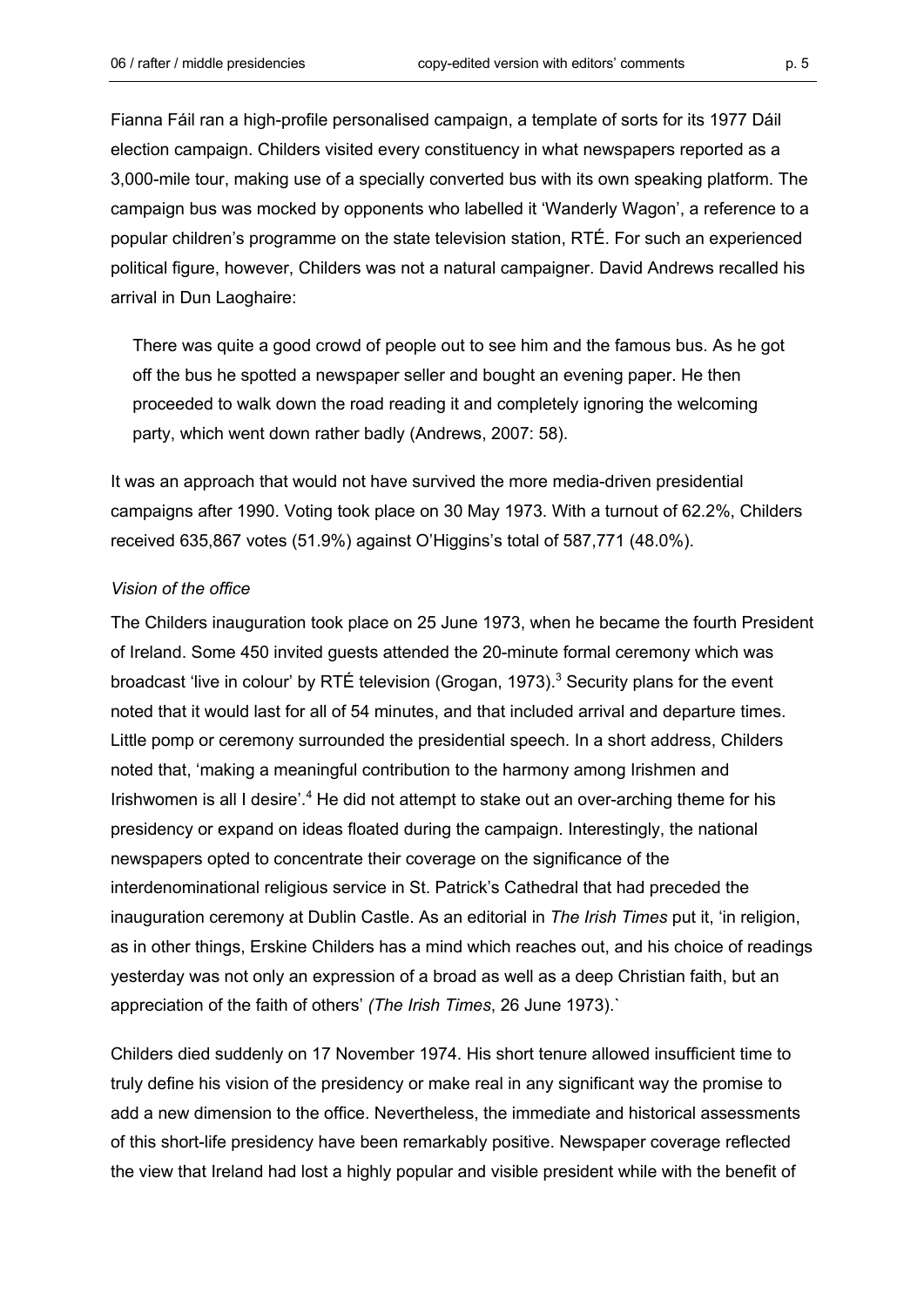Fianna Fáil ran a high-profile personalised campaign, a template of sorts for its 1977 Dáil election campaign. Childers visited every constituency in what newspapers reported as a 3,000-mile tour, making use of a specially converted bus with its own speaking platform. The campaign bus was mocked by opponents who labelled it 'Wanderly Wagon', a reference to a popular children's programme on the state television station, RTÉ. For such an experienced political figure, however, Childers was not a natural campaigner. David Andrews recalled his arrival in Dun Laoghaire:

> There was quite a good crowd of people out to see him and the famous bus. As he got off the bus he spotted a newspaper seller and bought an evening paper. He then proceeded to walk down the road reading it and completely ignoring the welcoming party, which went down rather badly (Andrews, 2007: 58).

It was an approach that would not have survived the more media-driven presidential campaigns after 1990. Voting took place on 30 May 1973. With a turnout of 62.2%, Childers received 635,867 votes (51.9%) against O'Higgins's total of 587,771 (48.0%).

*Vision of the office*

The Childers inauguration took place on 25 June 1973, when he became the fourth President of Ireland. Some 450 invited guests attended the 20-minute formal ceremony which was broadcast 'live in colour' by RTÉ television (Grogan, 1973).[3] Security plans for the event noted that it would last for all of 54 minutes, and that included arrival and departure times. Little pomp or ceremony surrounded the presidential speech. In a short address, Childers noted that, 'making a meaningful contribution to the harmony among Irishmen and Irishwomen is all I desire'.[4] He did not attempt to stake out an over-arching theme for his presidency or expand on ideas floated during the campaign. Interestingly, the national newspapers opted to concentrate their coverage on the significance of the interdenominational religious service in St. Patrick's Cathedral that had preceded the inauguration ceremony at Dublin Castle. As an editorial in *The Irish Times* put it, 'in religion, as in other things, Erskine Childers has a mind which reaches out, and his choice of readings yesterday was not only an expression of a broad as well as a deep Christian faith, but an appreciation of the faith of others' *(The Irish Times*, 26 June 1973).`

Childers died suddenly on 17 November 1974. His short tenure allowed insufficient time to truly define his vision of the presidency or make real in any significant way the promise to add a new dimension to the office. Nevertheless, the immediate and historical assessments of this short-life presidency have been remarkably positive. Newspaper coverage reflected the view that Ireland had lost a highly popular and visible president while with the benefit of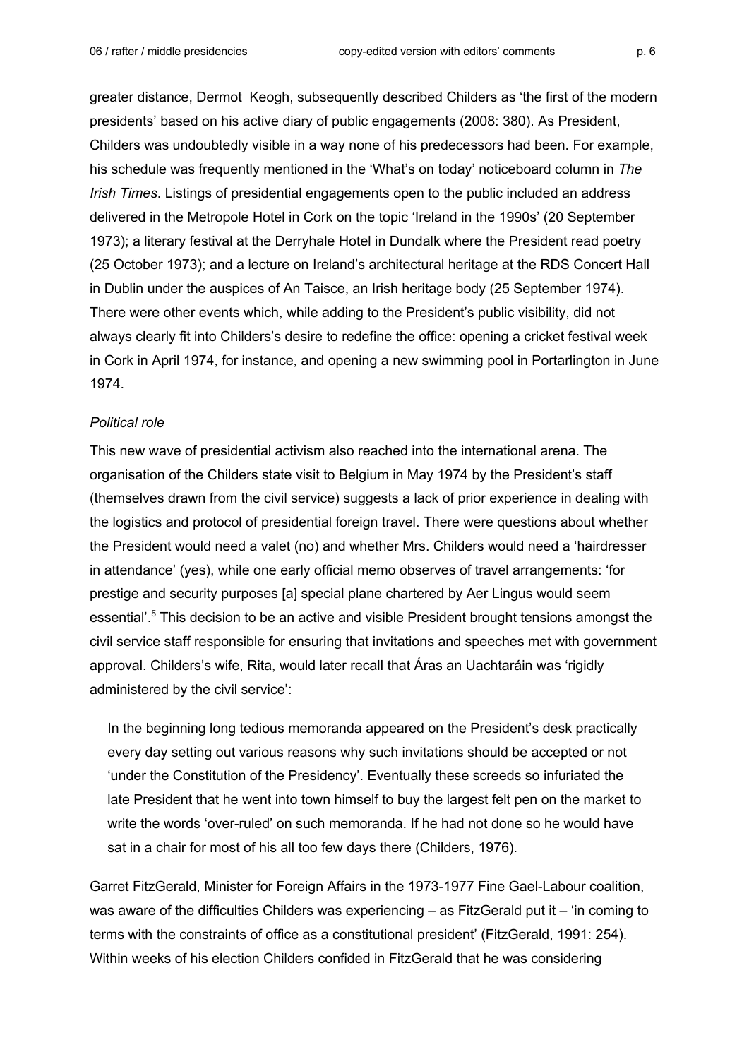greater distance, Dermot Keogh, subsequently described Childers as 'the first of the modern presidents' based on his active diary of public engagements (2008: 380). As President, Childers was undoubtedly visible in a way none of his predecessors had been. For example, his schedule was frequently mentioned in the 'What's on today' noticeboard column in *The Irish Times*. Listings of presidential engagements open to the public included an address delivered in the Metropole Hotel in Cork on the topic 'Ireland in the 1990s' (20 September 1973); a literary festival at the Derryhale Hotel in Dundalk where the President read poetry (25 October 1973); and a lecture on Ireland's architectural heritage at the RDS Concert Hall in Dublin under the auspices of An Taisce, an Irish heritage body (25 September 1974). There were other events which, while adding to the President's public visibility, did not always clearly fit into Childers's desire to redefine the office: opening a cricket festival week in Cork in April 1974, for instance, and opening a new swimming pool in Portarlington in June 1974.

*Political role*

This new wave of presidential activism also reached into the international arena. The organisation of the Childers state visit to Belgium in May 1974 by the President's staff (themselves drawn from the civil service) suggests a lack of prior experience in dealing with the logistics and protocol of presidential foreign travel. There were questions about whether the President would need a valet (no) and whether Mrs. Childers would need a 'hairdresser in attendance' (yes), while one early official memo observes of travel arrangements: 'for prestige and security purposes [a] special plane chartered by Aer Lingus would seem essential'.[5] This decision to be an active and visible President brought tensions amongst the civil service staff responsible for ensuring that invitations and speeches met with government approval. Childers's wife, Rita, would later recall that Áras an Uachtaráin was 'rigidly administered by the civil service':

> In the beginning long tedious memoranda appeared on the President's desk practically every day setting out various reasons why such invitations should be accepted or not 'under the Constitution of the Presidency'. Eventually these screeds so infuriated the late President that he went into town himself to buy the largest felt pen on the market to write the words 'over-ruled' on such memoranda. If he had not done so he would have sat in a chair for most of his all too few days there (Childers, 1976).

Garret FitzGerald, Minister for Foreign Affairs in the 1973-1977 Fine Gael-Labour coalition, was aware of the difficulties Childers was experiencing – as FitzGerald put it – 'in coming to terms with the constraints of office as a constitutional president' (FitzGerald, 1991: 254). Within weeks of his election Childers confided in FitzGerald that he was considering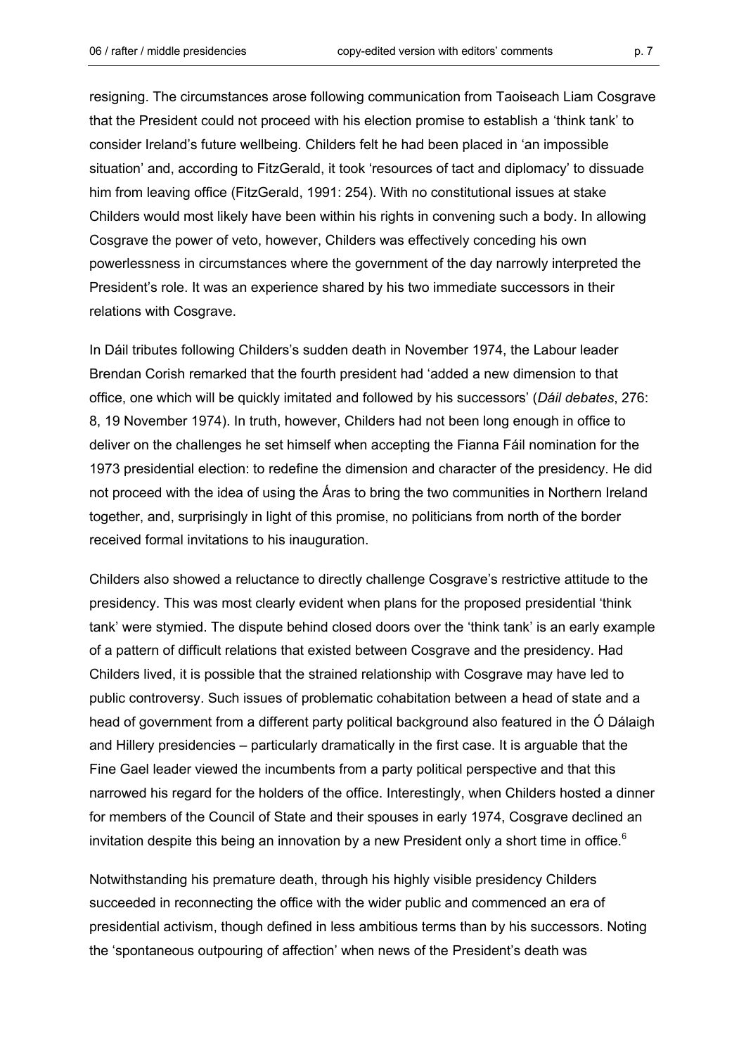resigning. The circumstances arose following communication from Taoiseach Liam Cosgrave that the President could not proceed with his election promise to establish a 'think tank' to consider Ireland's future wellbeing. Childers felt he had been placed in 'an impossible situation' and, according to FitzGerald, it took 'resources of tact and diplomacy' to dissuade him from leaving office (FitzGerald, 1991: 254). With no constitutional issues at stake Childers would most likely have been within his rights in convening such a body. In allowing Cosgrave the power of veto, however, Childers was effectively conceding his own powerlessness in circumstances where the government of the day narrowly interpreted the President's role. It was an experience shared by his two immediate successors in their relations with Cosgrave.

In Dáil tributes following Childers's sudden death in November 1974, the Labour leader Brendan Corish remarked that the fourth president had 'added a new dimension to that office, one which will be quickly imitated and followed by his successors' (*Dáil debates*, 276: 8, 19 November 1974). In truth, however, Childers had not been long enough in office to deliver on the challenges he set himself when accepting the Fianna Fáil nomination for the 1973 presidential election: to redefine the dimension and character of the presidency. He did not proceed with the idea of using the Áras to bring the two communities in Northern Ireland together, and, surprisingly in light of this promise, no politicians from north of the border received formal invitations to his inauguration.

Childers also showed a reluctance to directly challenge Cosgrave's restrictive attitude to the presidency. This was most clearly evident when plans for the proposed presidential 'think tank' were stymied. The dispute behind closed doors over the 'think tank' is an early example of a pattern of difficult relations that existed between Cosgrave and the presidency. Had Childers lived, it is possible that the strained relationship with Cosgrave may have led to public controversy. Such issues of problematic cohabitation between a head of state and a head of government from a different party political background also featured in the Ó Dálaigh and Hillery presidencies – particularly dramatically in the first case. It is arguable that the Fine Gael leader viewed the incumbents from a party political perspective and that this narrowed his regard for the holders of the office. Interestingly, when Childers hosted a dinner for members of the Council of State and their spouses in early 1974, Cosgrave declined an invitation despite this being an innovation by a new President only a short time in office.[6]

Notwithstanding his premature death, through his highly visible presidency Childers succeeded in reconnecting the office with the wider public and commenced an era of presidential activism, though defined in less ambitious terms than by his successors. Noting the 'spontaneous outpouring of affection' when news of the President's death was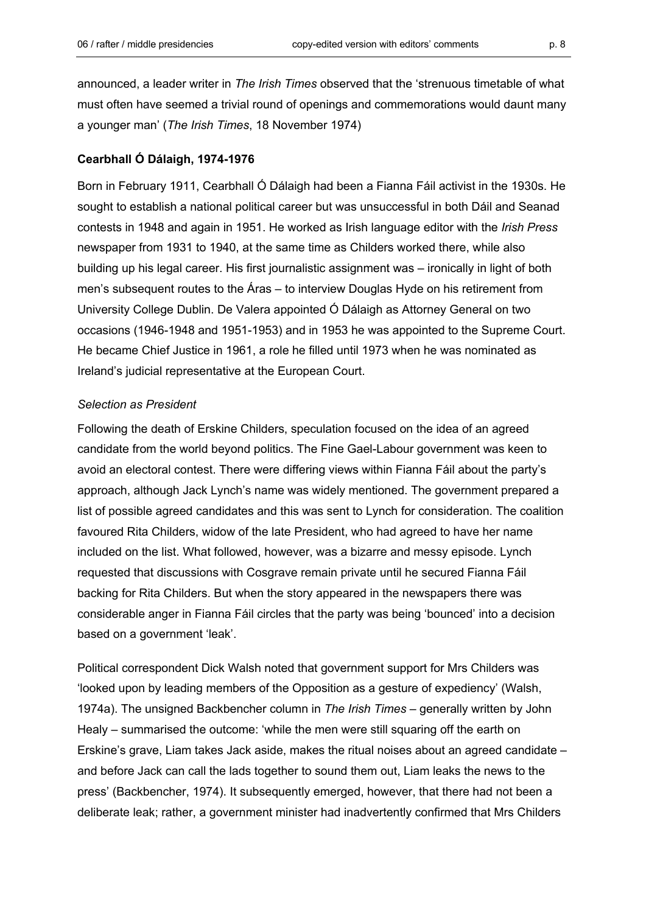announced, a leader writer in *The Irish Times* observed that the 'strenuous timetable of what must often have seemed a trivial round of openings and commemorations would daunt many a younger man' (*The Irish Times*, 18 November 1974)

**Cearbhall Ó Dálaigh, 1974-1976**

Born in February 1911, Cearbhall Ó Dálaigh had been a Fianna Fáil activist in the 1930s. He sought to establish a national political career but was unsuccessful in both Dáil and Seanad contests in 1948 and again in 1951. He worked as Irish language editor with the *Irish Press* newspaper from 1931 to 1940, at the same time as Childers worked there, while also building up his legal career. His first journalistic assignment was – ironically in light of both men's subsequent routes to the Áras – to interview Douglas Hyde on his retirement from University College Dublin. De Valera appointed Ó Dálaigh as Attorney General on two occasions (1946-1948 and 1951-1953) and in 1953 he was appointed to the Supreme Court. He became Chief Justice in 1961, a role he filled until 1973 when he was nominated as Ireland's judicial representative at the European Court.

*Selection as President*

Following the death of Erskine Childers, speculation focused on the idea of an agreed candidate from the world beyond politics. The Fine Gael-Labour government was keen to avoid an electoral contest. There were differing views within Fianna Fáil about the party's approach, although Jack Lynch's name was widely mentioned. The government prepared a list of possible agreed candidates and this was sent to Lynch for consideration. The coalition favoured Rita Childers, widow of the late President, who had agreed to have her name included on the list. What followed, however, was a bizarre and messy episode. Lynch requested that discussions with Cosgrave remain private until he secured Fianna Fáil backing for Rita Childers. But when the story appeared in the newspapers there was considerable anger in Fianna Fáil circles that the party was being 'bounced' into a decision based on a government 'leak'.

Political correspondent Dick Walsh noted that government support for Mrs Childers was 'looked upon by leading members of the Opposition as a gesture of expediency' (Walsh, 1974a). The unsigned Backbencher column in *The Irish Times* – generally written by John Healy – summarised the outcome: 'while the men were still squaring off the earth on Erskine's grave, Liam takes Jack aside, makes the ritual noises about an agreed candidate – and before Jack can call the lads together to sound them out, Liam leaks the news to the press' (Backbencher, 1974). It subsequently emerged, however, that there had not been a deliberate leak; rather, a government minister had inadvertently confirmed that Mrs Childers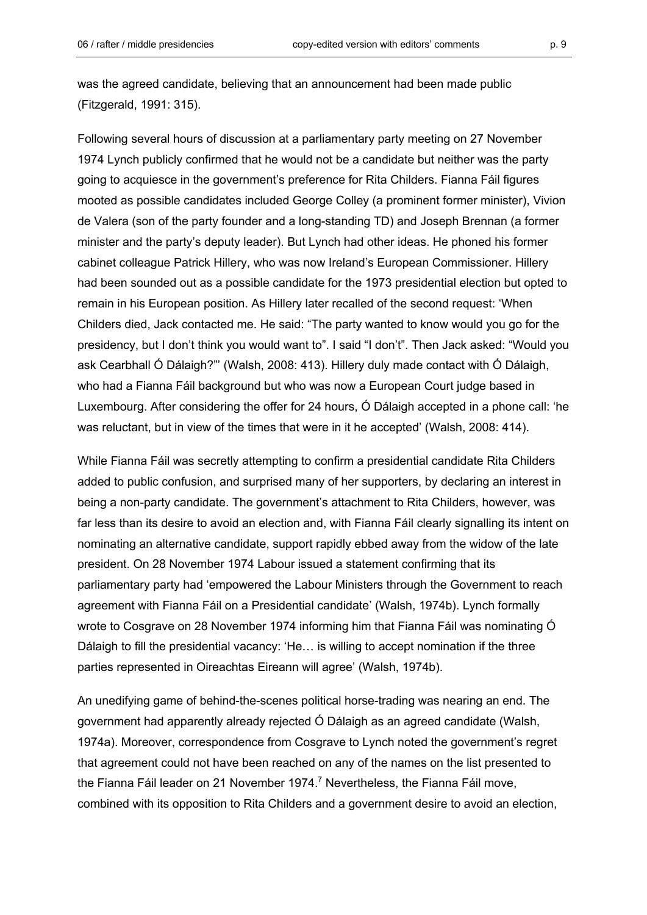was the agreed candidate, believing that an announcement had been made public (Fitzgerald, 1991: 315).

Following several hours of discussion at a parliamentary party meeting on 27 November 1974 Lynch publicly confirmed that he would not be a candidate but neither was the party going to acquiesce in the government's preference for Rita Childers. Fianna Fáil figures mooted as possible candidates included George Colley (a prominent former minister), Vivion de Valera (son of the party founder and a long-standing TD) and Joseph Brennan (a former minister and the party's deputy leader). But Lynch had other ideas. He phoned his former cabinet colleague Patrick Hillery, who was now Ireland's European Commissioner. Hillery had been sounded out as a possible candidate for the 1973 presidential election but opted to remain in his European position. As Hillery later recalled of the second request: 'When Childers died, Jack contacted me. He said: "The party wanted to know would you go for the presidency, but I don't think you would want to". I said "I don't". Then Jack asked: "Would you ask Cearbhall Ó Dálaigh?"' (Walsh, 2008: 413). Hillery duly made contact with Ó Dálaigh, who had a Fianna Fáil background but who was now a European Court judge based in Luxembourg. After considering the offer for 24 hours, Ó Dálaigh accepted in a phone call: 'he was reluctant, but in view of the times that were in it he accepted' (Walsh, 2008: 414).

While Fianna Fáil was secretly attempting to confirm a presidential candidate Rita Childers added to public confusion, and surprised many of her supporters, by declaring an interest in being a non-party candidate. The government's attachment to Rita Childers, however, was far less than its desire to avoid an election and, with Fianna Fáil clearly signalling its intent on nominating an alternative candidate, support rapidly ebbed away from the widow of the late president. On 28 November 1974 Labour issued a statement confirming that its parliamentary party had 'empowered the Labour Ministers through the Government to reach agreement with Fianna Fáil on a Presidential candidate' (Walsh, 1974b). Lynch formally wrote to Cosgrave on 28 November 1974 informing him that Fianna Fáil was nominating Ó Dálaigh to fill the presidential vacancy: 'He… is willing to accept nomination if the three parties represented in Oireachtas Eireann will agree' (Walsh, 1974b).

An unedifying game of behind-the-scenes political horse-trading was nearing an end. The government had apparently already rejected Ó Dálaigh as an agreed candidate (Walsh, 1974a). Moreover, correspondence from Cosgrave to Lynch noted the government's regret that agreement could not have been reached on any of the names on the list presented to the Fianna Fáil leader on 21 November 1974.[7] Nevertheless, the Fianna Fáil move, combined with its opposition to Rita Childers and a government desire to avoid an election,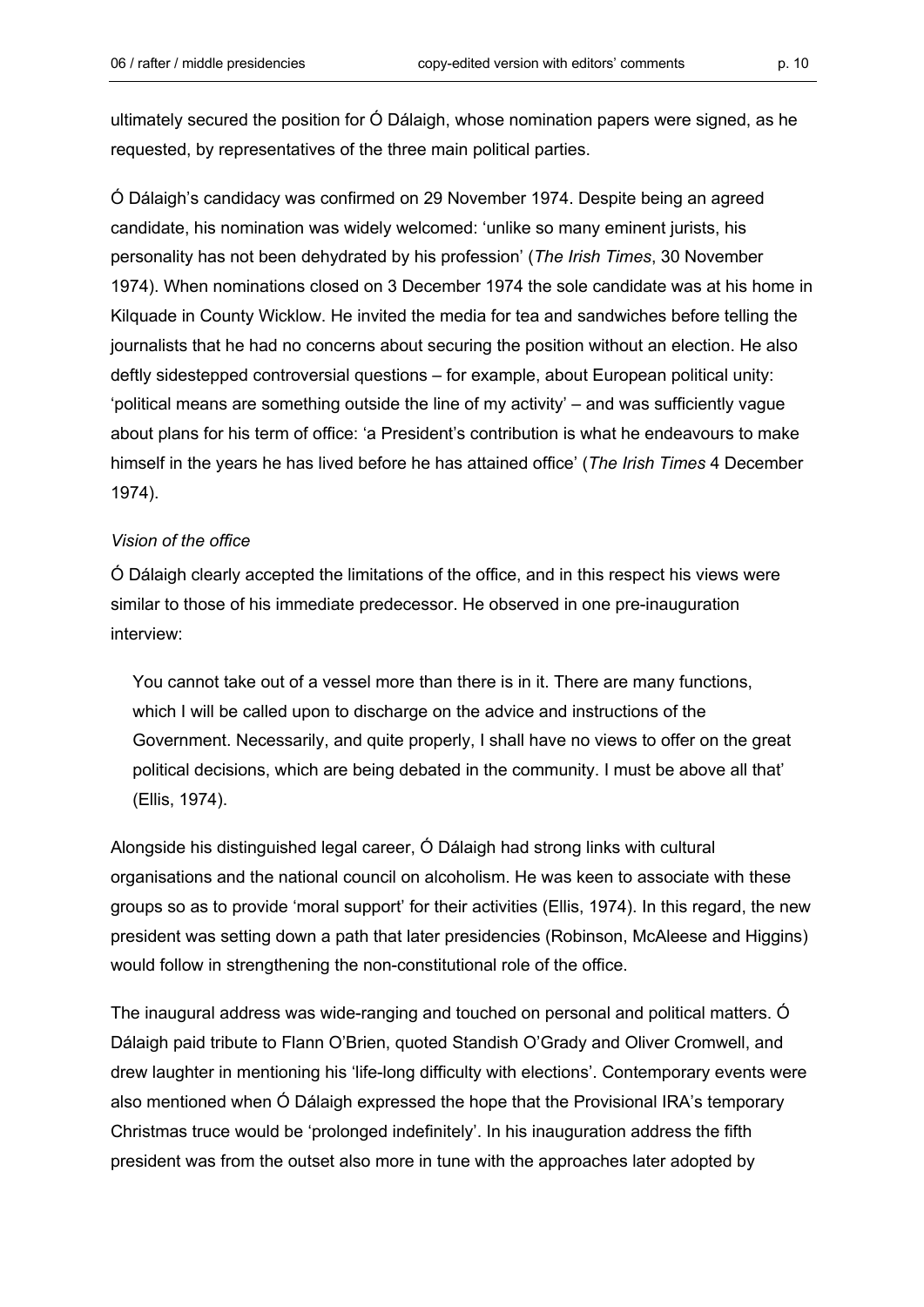ultimately secured the position for Ó Dálaigh, whose nomination papers were signed, as he requested, by representatives of the three main political parties.

Ó Dálaigh's candidacy was confirmed on 29 November 1974. Despite being an agreed candidate, his nomination was widely welcomed: 'unlike so many eminent jurists, his personality has not been dehydrated by his profession' (*The Irish Times*, 30 November 1974). When nominations closed on 3 December 1974 the sole candidate was at his home in Kilquade in County Wicklow. He invited the media for tea and sandwiches before telling the journalists that he had no concerns about securing the position without an election. He also deftly sidestepped controversial questions – for example, about European political unity: 'political means are something outside the line of my activity' – and was sufficiently vague about plans for his term of office: 'a President's contribution is what he endeavours to make himself in the years he has lived before he has attained office' (*The Irish Times* 4 December 1974).

*Vision of the office*

Ó Dálaigh clearly accepted the limitations of the office, and in this respect his views were similar to those of his immediate predecessor. He observed in one pre-inauguration interview:

> You cannot take out of a vessel more than there is in it. There are many functions, which I will be called upon to discharge on the advice and instructions of the Government. Necessarily, and quite properly, I shall have no views to offer on the great political decisions, which are being debated in the community. I must be above all that' (Ellis, 1974).

Alongside his distinguished legal career, Ó Dálaigh had strong links with cultural organisations and the national council on alcoholism. He was keen to associate with these groups so as to provide 'moral support' for their activities (Ellis, 1974). In this regard, the new president was setting down a path that later presidencies (Robinson, McAleese and Higgins) would follow in strengthening the non-constitutional role of the office.

The inaugural address was wide-ranging and touched on personal and political matters. Ó Dálaigh paid tribute to Flann O'Brien, quoted Standish O'Grady and Oliver Cromwell, and drew laughter in mentioning his 'life-long difficulty with elections'. Contemporary events were also mentioned when Ó Dálaigh expressed the hope that the Provisional IRA's temporary Christmas truce would be 'prolonged indefinitely'. In his inauguration address the fifth president was from the outset also more in tune with the approaches later adopted by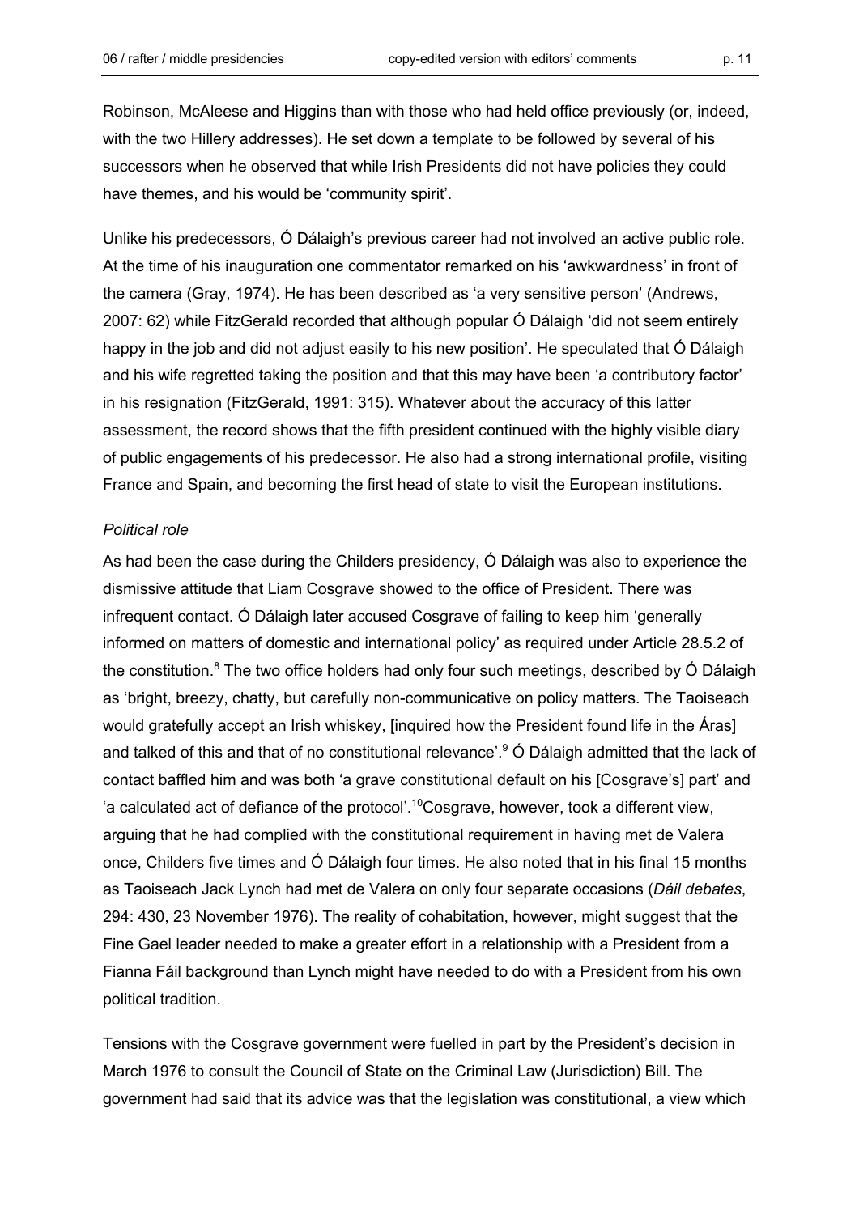Robinson, McAleese and Higgins than with those who had held office previously (or, indeed, with the two Hillery addresses). He set down a template to be followed by several of his successors when he observed that while Irish Presidents did not have policies they could have themes, and his would be 'community spirit'.

Unlike his predecessors, Ó Dálaigh's previous career had not involved an active public role. At the time of his inauguration one commentator remarked on his 'awkwardness' in front of the camera (Gray, 1974). He has been described as 'a very sensitive person' (Andrews, 2007: 62) while FitzGerald recorded that although popular Ó Dálaigh 'did not seem entirely happy in the job and did not adjust easily to his new position'. He speculated that Ó Dálaigh and his wife regretted taking the position and that this may have been 'a contributory factor' in his resignation (FitzGerald, 1991: 315). Whatever about the accuracy of this latter assessment, the record shows that the fifth president continued with the highly visible diary of public engagements of his predecessor. He also had a strong international profile, visiting France and Spain, and becoming the first head of state to visit the European institutions.

*Political role*

As had been the case during the Childers presidency, Ó Dálaigh was also to experience the dismissive attitude that Liam Cosgrave showed to the office of President. There was infrequent contact. Ó Dálaigh later accused Cosgrave of failing to keep him 'generally informed on matters of domestic and international policy' as required under Article 28.5.2 of the constitution.[8] The two office holders had only four such meetings, described by Ó Dálaigh as 'bright, breezy, chatty, but carefully non-communicative on policy matters. The Taoiseach would gratefully accept an Irish whiskey, [inquired how the President found life in the Áras] and talked of this and that of no constitutional relevance'.[9] Ó Dálaigh admitted that the lack of contact baffled him and was both 'a grave constitutional default on his [Cosgrave's] part' and 'a calculated act of defiance of the protocol'.[10]Cosgrave, however, took a different view, arguing that he had complied with the constitutional requirement in having met de Valera once, Childers five times and Ó Dálaigh four times. He also noted that in his final 15 months as Taoiseach Jack Lynch had met de Valera on only four separate occasions (*Dáil debates*, 294: 430, 23 November 1976). The reality of cohabitation, however, might suggest that the Fine Gael leader needed to make a greater effort in a relationship with a President from a Fianna Fáil background than Lynch might have needed to do with a President from his own political tradition.

Tensions with the Cosgrave government were fuelled in part by the President's decision in March 1976 to consult the Council of State on the Criminal Law (Jurisdiction) Bill. The government had said that its advice was that the legislation was constitutional, a view which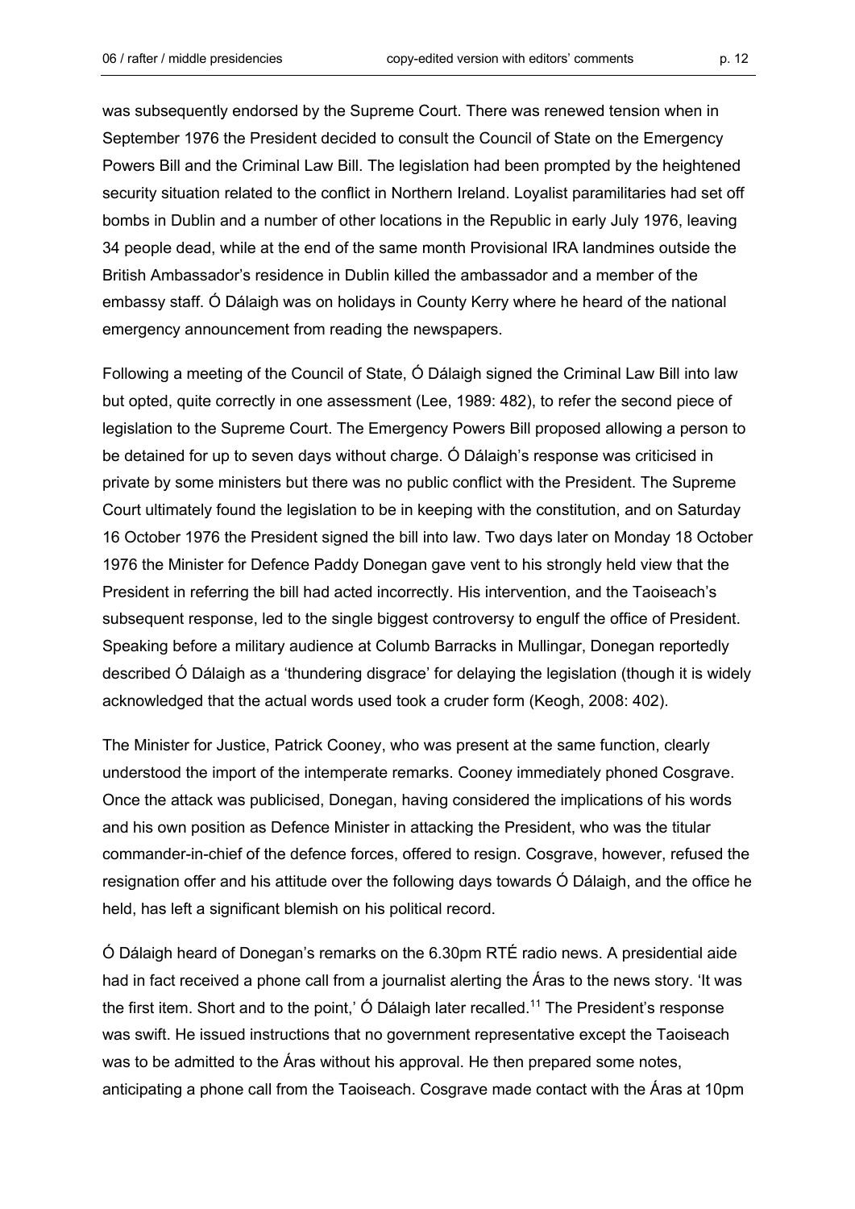was subsequently endorsed by the Supreme Court. There was renewed tension when in September 1976 the President decided to consult the Council of State on the Emergency Powers Bill and the Criminal Law Bill. The legislation had been prompted by the heightened security situation related to the conflict in Northern Ireland. Loyalist paramilitaries had set off bombs in Dublin and a number of other locations in the Republic in early July 1976, leaving 34 people dead, while at the end of the same month Provisional IRA landmines outside the British Ambassador's residence in Dublin killed the ambassador and a member of the embassy staff. Ó Dálaigh was on holidays in County Kerry where he heard of the national emergency announcement from reading the newspapers.

Following a meeting of the Council of State, Ó Dálaigh signed the Criminal Law Bill into law but opted, quite correctly in one assessment (Lee, 1989: 482), to refer the second piece of legislation to the Supreme Court. The Emergency Powers Bill proposed allowing a person to be detained for up to seven days without charge. Ó Dálaigh's response was criticised in private by some ministers but there was no public conflict with the President. The Supreme Court ultimately found the legislation to be in keeping with the constitution, and on Saturday 16 October 1976 the President signed the bill into law. Two days later on Monday 18 October 1976 the Minister for Defence Paddy Donegan gave vent to his strongly held view that the President in referring the bill had acted incorrectly. His intervention, and the Taoiseach's subsequent response, led to the single biggest controversy to engulf the office of President. Speaking before a military audience at Columb Barracks in Mullingar, Donegan reportedly described Ó Dálaigh as a 'thundering disgrace' for delaying the legislation (though it is widely acknowledged that the actual words used took a cruder form (Keogh, 2008: 402).

The Minister for Justice, Patrick Cooney, who was present at the same function, clearly understood the import of the intemperate remarks. Cooney immediately phoned Cosgrave. Once the attack was publicised, Donegan, having considered the implications of his words and his own position as Defence Minister in attacking the President, who was the titular commander-in-chief of the defence forces, offered to resign. Cosgrave, however, refused the resignation offer and his attitude over the following days towards Ó Dálaigh, and the office he held, has left a significant blemish on his political record.

Ó Dálaigh heard of Donegan's remarks on the 6.30pm RTÉ radio news. A presidential aide had in fact received a phone call from a journalist alerting the Áras to the news story. 'It was the first item. Short and to the point,' Ó Dálaigh later recalled.[11] The President's response was swift. He issued instructions that no government representative except the Taoiseach was to be admitted to the Áras without his approval. He then prepared some notes, anticipating a phone call from the Taoiseach. Cosgrave made contact with the Áras at 10pm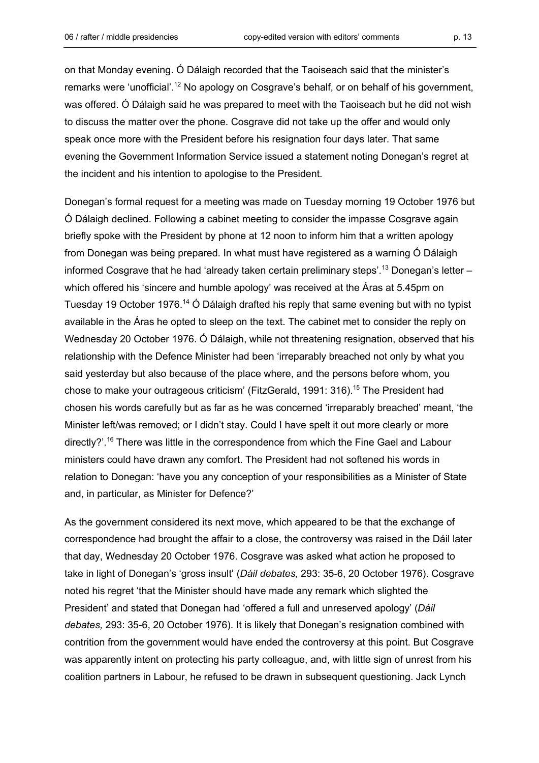on that Monday evening. Ó Dálaigh recorded that the Taoiseach said that the minister's remarks were 'unofficial'.[12] No apology on Cosgrave's behalf, or on behalf of his government, was offered. Ó Dálaigh said he was prepared to meet with the Taoiseach but he did not wish to discuss the matter over the phone. Cosgrave did not take up the offer and would only speak once more with the President before his resignation four days later. That same evening the Government Information Service issued a statement noting Donegan's regret at the incident and his intention to apologise to the President.

Donegan's formal request for a meeting was made on Tuesday morning 19 October 1976 but Ó Dálaigh declined. Following a cabinet meeting to consider the impasse Cosgrave again briefly spoke with the President by phone at 12 noon to inform him that a written apology from Donegan was being prepared. In what must have registered as a warning Ó Dálaigh informed Cosgrave that he had 'already taken certain preliminary steps'.[13] Donegan's letter – which offered his 'sincere and humble apology' was received at the Áras at 5.45pm on Tuesday 19 October 1976.[14] Ó Dálaigh drafted his reply that same evening but with no typist available in the Áras he opted to sleep on the text. The cabinet met to consider the reply on Wednesday 20 October 1976. Ó Dálaigh, while not threatening resignation, observed that his relationship with the Defence Minister had been 'irreparably breached not only by what you said yesterday but also because of the place where, and the persons before whom, you chose to make your outrageous criticism' (FitzGerald, 1991: 316).[15] The President had chosen his words carefully but as far as he was concerned 'irreparably breached' meant, 'the Minister left/was removed; or I didn't stay. Could I have spelt it out more clearly or more directly?'.[16] There was little in the correspondence from which the Fine Gael and Labour ministers could have drawn any comfort. The President had not softened his words in relation to Donegan: 'have you any conception of your responsibilities as a Minister of State and, in particular, as Minister for Defence?'

As the government considered its next move, which appeared to be that the exchange of correspondence had brought the affair to a close, the controversy was raised in the Dáil later that day, Wednesday 20 October 1976. Cosgrave was asked what action he proposed to take in light of Donegan's 'gross insult' (*Dáil debates,* 293: 35-6, 20 October 1976). Cosgrave noted his regret 'that the Minister should have made any remark which slighted the President' and stated that Donegan had 'offered a full and unreserved apology' (*Dáil debates,* 293: 35-6, 20 October 1976). It is likely that Donegan's resignation combined with contrition from the government would have ended the controversy at this point. But Cosgrave was apparently intent on protecting his party colleague, and, with little sign of unrest from his coalition partners in Labour, he refused to be drawn in subsequent questioning. Jack Lynch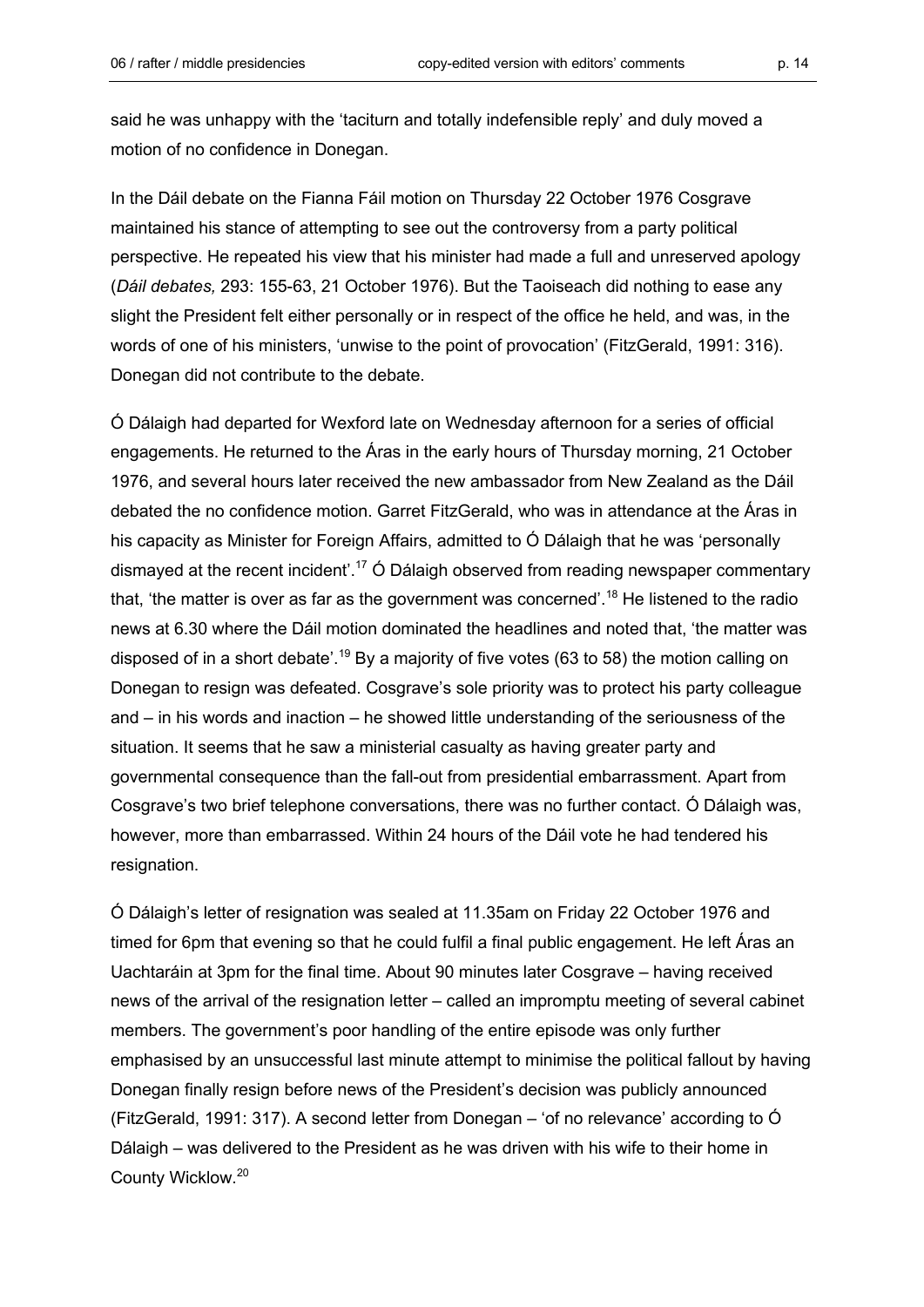said he was unhappy with the 'taciturn and totally indefensible reply' and duly moved a motion of no confidence in Donegan.

In the Dáil debate on the Fianna Fáil motion on Thursday 22 October 1976 Cosgrave maintained his stance of attempting to see out the controversy from a party political perspective. He repeated his view that his minister had made a full and unreserved apology (*Dáil debates,* 293: 155-63, 21 October 1976). But the Taoiseach did nothing to ease any slight the President felt either personally or in respect of the office he held, and was, in the words of one of his ministers, 'unwise to the point of provocation' (FitzGerald, 1991: 316). Donegan did not contribute to the debate.

Ó Dálaigh had departed for Wexford late on Wednesday afternoon for a series of official engagements. He returned to the Áras in the early hours of Thursday morning, 21 October 1976, and several hours later received the new ambassador from New Zealand as the Dáil debated the no confidence motion. Garret FitzGerald, who was in attendance at the Áras in his capacity as Minister for Foreign Affairs, admitted to Ó Dálaigh that he was 'personally dismayed at the recent incident'.[17] Ó Dálaigh observed from reading newspaper commentary that, 'the matter is over as far as the government was concerned'.[18] He listened to the radio news at 6.30 where the Dáil motion dominated the headlines and noted that, 'the matter was disposed of in a short debate'.[19] By a majority of five votes (63 to 58) the motion calling on Donegan to resign was defeated. Cosgrave's sole priority was to protect his party colleague and – in his words and inaction – he showed little understanding of the seriousness of the situation. It seems that he saw a ministerial casualty as having greater party and governmental consequence than the fall-out from presidential embarrassment. Apart from Cosgrave's two brief telephone conversations, there was no further contact. Ó Dálaigh was, however, more than embarrassed. Within 24 hours of the Dáil vote he had tendered his resignation.

Ó Dálaigh's letter of resignation was sealed at 11.35am on Friday 22 October 1976 and timed for 6pm that evening so that he could fulfil a final public engagement. He left Áras an Uachtaráin at 3pm for the final time. About 90 minutes later Cosgrave – having received news of the arrival of the resignation letter – called an impromptu meeting of several cabinet members. The government's poor handling of the entire episode was only further emphasised by an unsuccessful last minute attempt to minimise the political fallout by having Donegan finally resign before news of the President's decision was publicly announced (FitzGerald, 1991: 317). A second letter from Donegan – 'of no relevance' according to Ó Dálaigh – was delivered to the President as he was driven with his wife to their home in County Wicklow.[20]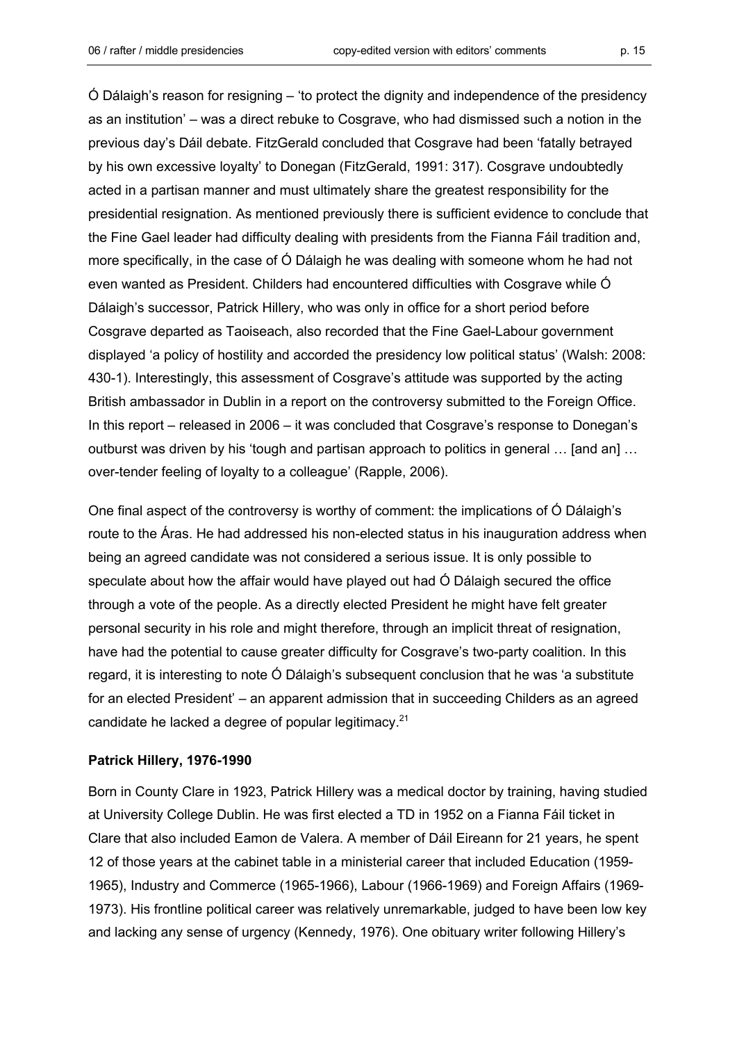Ó Dálaigh's reason for resigning – 'to protect the dignity and independence of the presidency as an institution' – was a direct rebuke to Cosgrave, who had dismissed such a notion in the previous day's Dáil debate. FitzGerald concluded that Cosgrave had been 'fatally betrayed by his own excessive loyalty' to Donegan (FitzGerald, 1991: 317). Cosgrave undoubtedly acted in a partisan manner and must ultimately share the greatest responsibility for the presidential resignation. As mentioned previously there is sufficient evidence to conclude that the Fine Gael leader had difficulty dealing with presidents from the Fianna Fáil tradition and, more specifically, in the case of Ó Dálaigh he was dealing with someone whom he had not even wanted as President. Childers had encountered difficulties with Cosgrave while Ó Dálaigh's successor, Patrick Hillery, who was only in office for a short period before Cosgrave departed as Taoiseach, also recorded that the Fine Gael-Labour government displayed 'a policy of hostility and accorded the presidency low political status' (Walsh: 2008: 430-1). Interestingly, this assessment of Cosgrave's attitude was supported by the acting British ambassador in Dublin in a report on the controversy submitted to the Foreign Office. In this report – released in 2006 – it was concluded that Cosgrave's response to Donegan's outburst was driven by his 'tough and partisan approach to politics in general … [and an] … over-tender feeling of loyalty to a colleague' (Rapple, 2006).

One final aspect of the controversy is worthy of comment: the implications of Ó Dálaigh's route to the Áras. He had addressed his non-elected status in his inauguration address when being an agreed candidate was not considered a serious issue. It is only possible to speculate about how the affair would have played out had Ó Dálaigh secured the office through a vote of the people. As a directly elected President he might have felt greater personal security in his role and might therefore, through an implicit threat of resignation, have had the potential to cause greater difficulty for Cosgrave's two-party coalition. In this regard, it is interesting to note Ó Dálaigh's subsequent conclusion that he was 'a substitute for an elected President' – an apparent admission that in succeeding Childers as an agreed candidate he lacked a degree of popular legitimacy.[21]

**Patrick Hillery, 1976-1990**

Born in County Clare in 1923, Patrick Hillery was a medical doctor by training, having studied at University College Dublin. He was first elected a TD in 1952 on a Fianna Fáil ticket in Clare that also included Eamon de Valera. A member of Dáil Eireann for 21 years, he spent 12 of those years at the cabinet table in a ministerial career that included Education (1959-1965), Industry and Commerce (1965-1966), Labour (1966-1969) and Foreign Affairs (1969-1973). His frontline political career was relatively unremarkable, judged to have been low key and lacking any sense of urgency (Kennedy, 1976). One obituary writer following Hillery's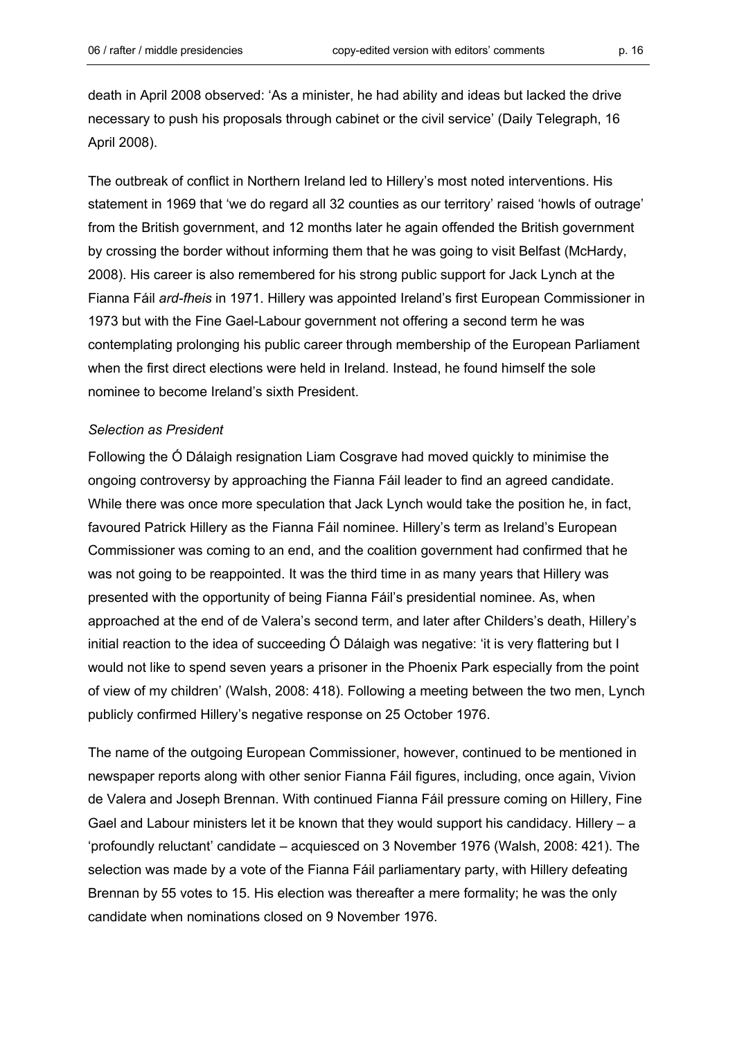death in April 2008 observed: 'As a minister, he had ability and ideas but lacked the drive necessary to push his proposals through cabinet or the civil service' (Daily Telegraph, 16 April 2008).

The outbreak of conflict in Northern Ireland led to Hillery's most noted interventions. His statement in 1969 that 'we do regard all 32 counties as our territory' raised 'howls of outrage' from the British government, and 12 months later he again offended the British government by crossing the border without informing them that he was going to visit Belfast (McHardy, 2008). His career is also remembered for his strong public support for Jack Lynch at the Fianna Fáil *ard-fheis* in 1971. Hillery was appointed Ireland's first European Commissioner in 1973 but with the Fine Gael-Labour government not offering a second term he was contemplating prolonging his public career through membership of the European Parliament when the first direct elections were held in Ireland. Instead, he found himself the sole nominee to become Ireland's sixth President.

*Selection as President*

Following the Ó Dálaigh resignation Liam Cosgrave had moved quickly to minimise the ongoing controversy by approaching the Fianna Fáil leader to find an agreed candidate. While there was once more speculation that Jack Lynch would take the position he, in fact, favoured Patrick Hillery as the Fianna Fáil nominee. Hillery's term as Ireland's European Commissioner was coming to an end, and the coalition government had confirmed that he was not going to be reappointed. It was the third time in as many years that Hillery was presented with the opportunity of being Fianna Fáil's presidential nominee. As, when approached at the end of de Valera's second term, and later after Childers's death, Hillery's initial reaction to the idea of succeeding Ó Dálaigh was negative: 'it is very flattering but I would not like to spend seven years a prisoner in the Phoenix Park especially from the point of view of my children' (Walsh, 2008: 418). Following a meeting between the two men, Lynch publicly confirmed Hillery's negative response on 25 October 1976.

The name of the outgoing European Commissioner, however, continued to be mentioned in newspaper reports along with other senior Fianna Fáil figures, including, once again, Vivion de Valera and Joseph Brennan. With continued Fianna Fáil pressure coming on Hillery, Fine Gael and Labour ministers let it be known that they would support his candidacy. Hillery – a 'profoundly reluctant' candidate – acquiesced on 3 November 1976 (Walsh, 2008: 421). The selection was made by a vote of the Fianna Fáil parliamentary party, with Hillery defeating Brennan by 55 votes to 15. His election was thereafter a mere formality; he was the only candidate when nominations closed on 9 November 1976.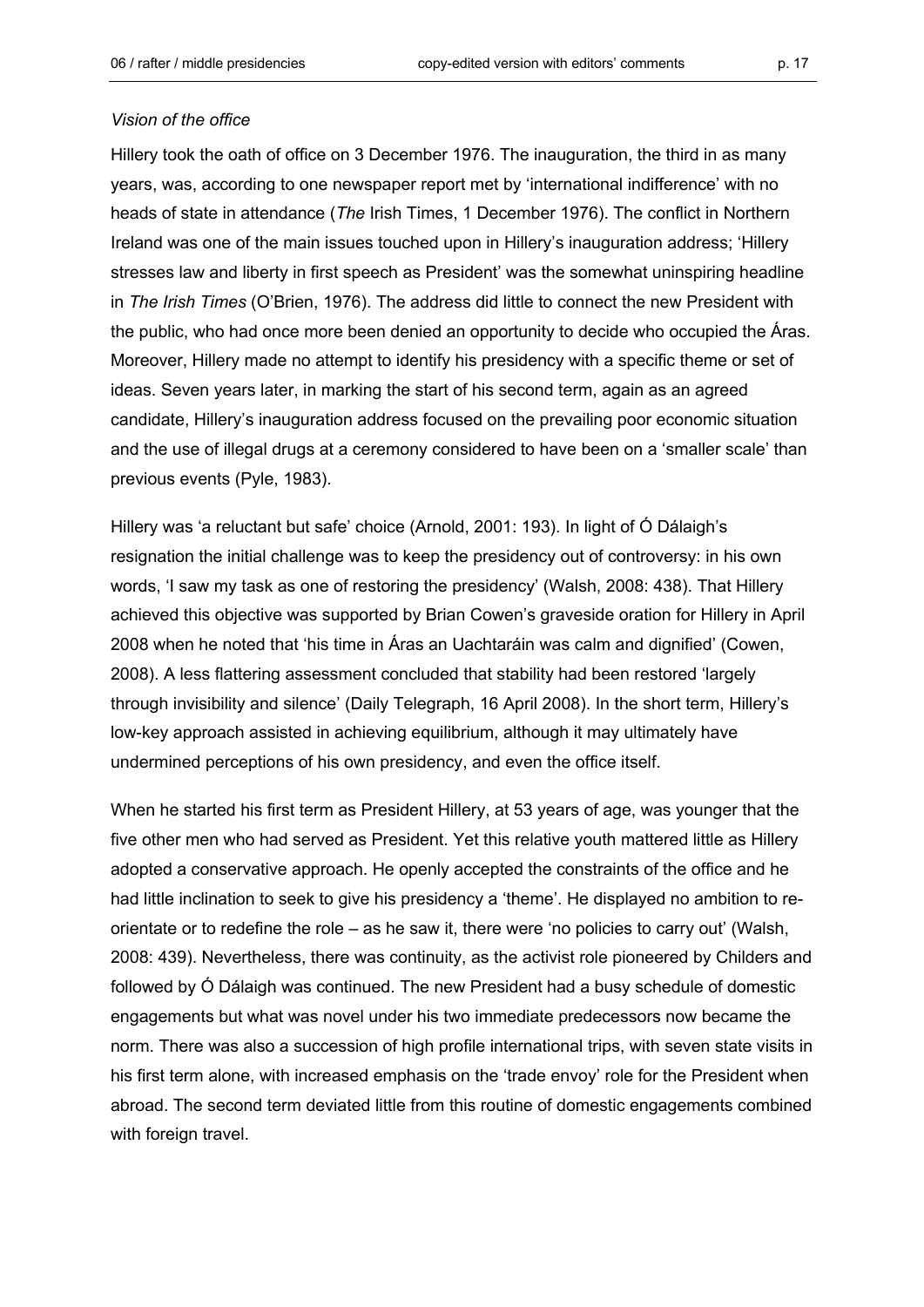*Vision of the office*

Hillery took the oath of office on 3 December 1976. The inauguration, the third in as many years, was, according to one newspaper report met by 'international indifference' with no heads of state in attendance (*The* Irish Times, 1 December 1976). The conflict in Northern Ireland was one of the main issues touched upon in Hillery's inauguration address; 'Hillery stresses law and liberty in first speech as President' was the somewhat uninspiring headline in *The Irish Times* (O'Brien, 1976). The address did little to connect the new President with the public, who had once more been denied an opportunity to decide who occupied the Áras. Moreover, Hillery made no attempt to identify his presidency with a specific theme or set of ideas. Seven years later, in marking the start of his second term, again as an agreed candidate, Hillery's inauguration address focused on the prevailing poor economic situation and the use of illegal drugs at a ceremony considered to have been on a 'smaller scale' than previous events (Pyle, 1983).

Hillery was 'a reluctant but safe' choice (Arnold, 2001: 193). In light of Ó Dálaigh's resignation the initial challenge was to keep the presidency out of controversy: in his own words, 'I saw my task as one of restoring the presidency' (Walsh, 2008: 438). That Hillery achieved this objective was supported by Brian Cowen's graveside oration for Hillery in April 2008 when he noted that 'his time in Áras an Uachtaráin was calm and dignified' (Cowen, 2008). A less flattering assessment concluded that stability had been restored 'largely through invisibility and silence' (Daily Telegraph, 16 April 2008). In the short term, Hillery's low-key approach assisted in achieving equilibrium, although it may ultimately have undermined perceptions of his own presidency, and even the office itself.

When he started his first term as President Hillery, at 53 years of age, was younger that the five other men who had served as President. Yet this relative youth mattered little as Hillery adopted a conservative approach. He openly accepted the constraints of the office and he had little inclination to seek to give his presidency a 'theme'. He displayed no ambition to re-orientate or to redefine the role – as he saw it, there were 'no policies to carry out' (Walsh, 2008: 439). Nevertheless, there was continuity, as the activist role pioneered by Childers and followed by Ó Dálaigh was continued. The new President had a busy schedule of domestic engagements but what was novel under his two immediate predecessors now became the norm. There was also a succession of high profile international trips, with seven state visits in his first term alone, with increased emphasis on the 'trade envoy' role for the President when abroad. The second term deviated little from this routine of domestic engagements combined with foreign travel.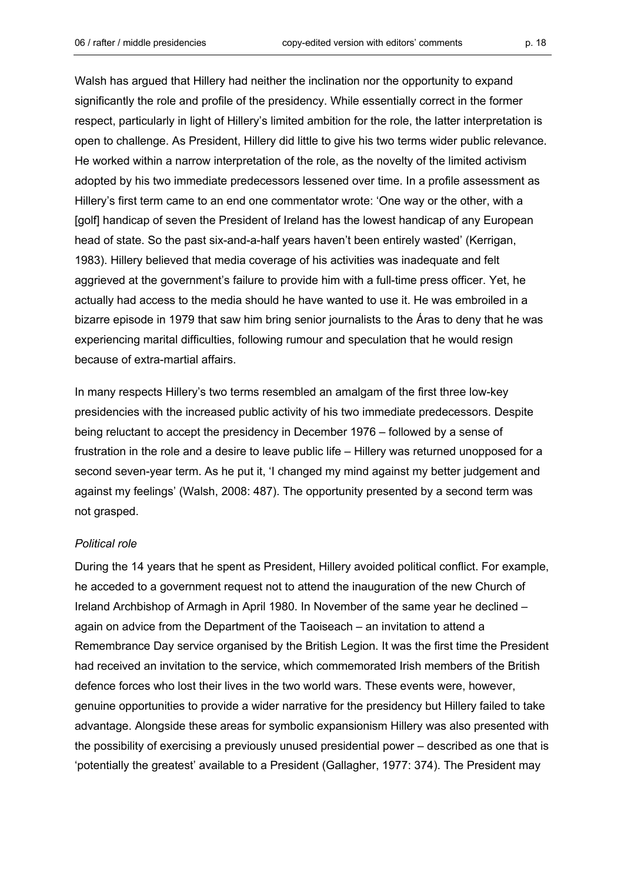Walsh has argued that Hillery had neither the inclination nor the opportunity to expand significantly the role and profile of the presidency. While essentially correct in the former respect, particularly in light of Hillery's limited ambition for the role, the latter interpretation is open to challenge. As President, Hillery did little to give his two terms wider public relevance. He worked within a narrow interpretation of the role, as the novelty of the limited activism adopted by his two immediate predecessors lessened over time. In a profile assessment as Hillery's first term came to an end one commentator wrote: 'One way or the other, with a [golf] handicap of seven the President of Ireland has the lowest handicap of any European head of state. So the past six-and-a-half years haven't been entirely wasted' (Kerrigan, 1983). Hillery believed that media coverage of his activities was inadequate and felt aggrieved at the government's failure to provide him with a full-time press officer. Yet, he actually had access to the media should he have wanted to use it. He was embroiled in a bizarre episode in 1979 that saw him bring senior journalists to the Áras to deny that he was experiencing marital difficulties, following rumour and speculation that he would resign because of extra-martial affairs.

In many respects Hillery's two terms resembled an amalgam of the first three low-key presidencies with the increased public activity of his two immediate predecessors. Despite being reluctant to accept the presidency in December 1976 – followed by a sense of frustration in the role and a desire to leave public life – Hillery was returned unopposed for a second seven-year term. As he put it, 'I changed my mind against my better judgement and against my feelings' (Walsh, 2008: 487). The opportunity presented by a second term was not grasped.

*Political role*

During the 14 years that he spent as President, Hillery avoided political conflict. For example, he acceded to a government request not to attend the inauguration of the new Church of Ireland Archbishop of Armagh in April 1980. In November of the same year he declined – again on advice from the Department of the Taoiseach – an invitation to attend a Remembrance Day service organised by the British Legion. It was the first time the President had received an invitation to the service, which commemorated Irish members of the British defence forces who lost their lives in the two world wars. These events were, however, genuine opportunities to provide a wider narrative for the presidency but Hillery failed to take advantage. Alongside these areas for symbolic expansionism Hillery was also presented with the possibility of exercising a previously unused presidential power – described as one that is 'potentially the greatest' available to a President (Gallagher, 1977: 374). The President may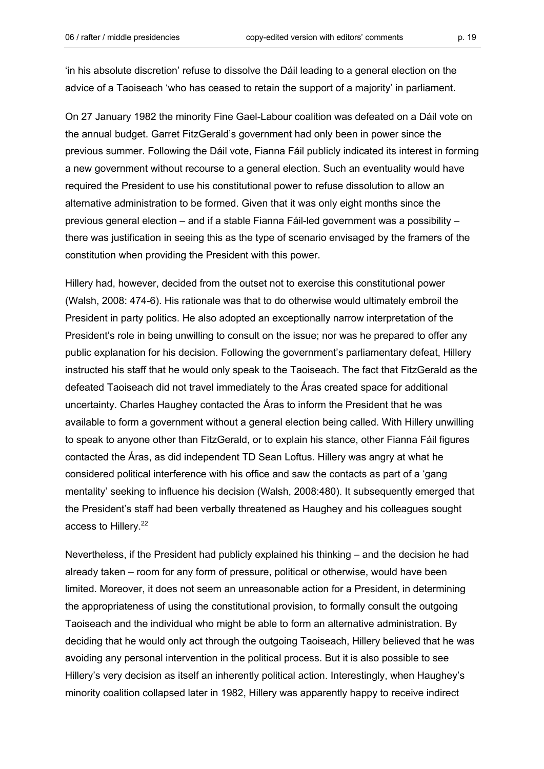'in his absolute discretion' refuse to dissolve the Dáil leading to a general election on the advice of a Taoiseach 'who has ceased to retain the support of a majority' in parliament.

On 27 January 1982 the minority Fine Gael-Labour coalition was defeated on a Dáil vote on the annual budget. Garret FitzGerald's government had only been in power since the previous summer. Following the Dáil vote, Fianna Fáil publicly indicated its interest in forming a new government without recourse to a general election. Such an eventuality would have required the President to use his constitutional power to refuse dissolution to allow an alternative administration to be formed. Given that it was only eight months since the previous general election – and if a stable Fianna Fáil-led government was a possibility – there was justification in seeing this as the type of scenario envisaged by the framers of the constitution when providing the President with this power.

Hillery had, however, decided from the outset not to exercise this constitutional power (Walsh, 2008: 474-6). His rationale was that to do otherwise would ultimately embroil the President in party politics. He also adopted an exceptionally narrow interpretation of the President's role in being unwilling to consult on the issue; nor was he prepared to offer any public explanation for his decision. Following the government's parliamentary defeat, Hillery instructed his staff that he would only speak to the Taoiseach. The fact that FitzGerald as the defeated Taoiseach did not travel immediately to the Áras created space for additional uncertainty. Charles Haughey contacted the Áras to inform the President that he was available to form a government without a general election being called. With Hillery unwilling to speak to anyone other than FitzGerald, or to explain his stance, other Fianna Fáil figures contacted the Áras, as did independent TD Sean Loftus. Hillery was angry at what he considered political interference with his office and saw the contacts as part of a 'gang mentality' seeking to influence his decision (Walsh, 2008:480). It subsequently emerged that the President's staff had been verbally threatened as Haughey and his colleagues sought access to Hillery.[22]

Nevertheless, if the President had publicly explained his thinking – and the decision he had already taken – room for any form of pressure, political or otherwise, would have been limited. Moreover, it does not seem an unreasonable action for a President, in determining the appropriateness of using the constitutional provision, to formally consult the outgoing Taoiseach and the individual who might be able to form an alternative administration. By deciding that he would only act through the outgoing Taoiseach, Hillery believed that he was avoiding any personal intervention in the political process. But it is also possible to see Hillery's very decision as itself an inherently political action. Interestingly, when Haughey's minority coalition collapsed later in 1982, Hillery was apparently happy to receive indirect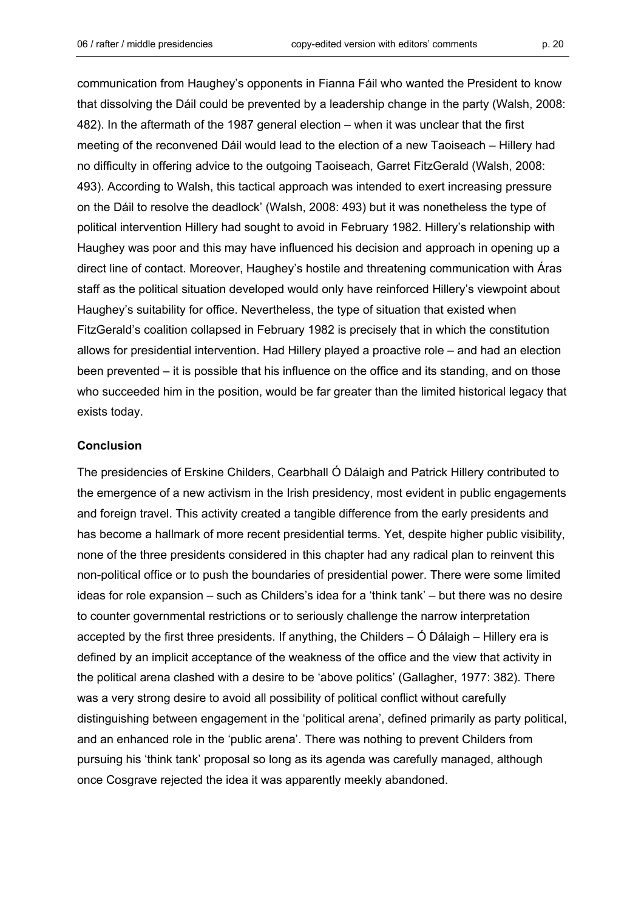communication from Haughey's opponents in Fianna Fáil who wanted the President to know that dissolving the Dáil could be prevented by a leadership change in the party (Walsh, 2008: 482). In the aftermath of the 1987 general election – when it was unclear that the first meeting of the reconvened Dáil would lead to the election of a new Taoiseach – Hillery had no difficulty in offering advice to the outgoing Taoiseach, Garret FitzGerald (Walsh, 2008: 493). According to Walsh, this tactical approach was intended to exert increasing pressure on the Dáil to resolve the deadlock' (Walsh, 2008: 493) but it was nonetheless the type of political intervention Hillery had sought to avoid in February 1982. Hillery's relationship with Haughey was poor and this may have influenced his decision and approach in opening up a direct line of contact. Moreover, Haughey's hostile and threatening communication with Áras staff as the political situation developed would only have reinforced Hillery's viewpoint about Haughey's suitability for office. Nevertheless, the type of situation that existed when FitzGerald's coalition collapsed in February 1982 is precisely that in which the constitution allows for presidential intervention. Had Hillery played a proactive role – and had an election been prevented – it is possible that his influence on the office and its standing, and on those who succeeded him in the position, would be far greater than the limited historical legacy that exists today.

## Conclusion

The presidencies of Erskine Childers, Cearbhall Ó Dálaigh and Patrick Hillery contributed to the emergence of a new activism in the Irish presidency, most evident in public engagements and foreign travel. This activity created a tangible difference from the early presidents and has become a hallmark of more recent presidential terms. Yet, despite higher public visibility, none of the three presidents considered in this chapter had any radical plan to reinvent this non-political office or to push the boundaries of presidential power. There were some limited ideas for role expansion – such as Childers's idea for a 'think tank' – but there was no desire to counter governmental restrictions or to seriously challenge the narrow interpretation accepted by the first three presidents. If anything, the Childers – Ó Dálaigh – Hillery era is defined by an implicit acceptance of the weakness of the office and the view that activity in the political arena clashed with a desire to be 'above politics' (Gallagher, 1977: 382). There was a very strong desire to avoid all possibility of political conflict without carefully distinguishing between engagement in the 'political arena', defined primarily as party political, and an enhanced role in the 'public arena'. There was nothing to prevent Childers from pursuing his 'think tank' proposal so long as its agenda was carefully managed, although once Cosgrave rejected the idea it was apparently meekly abandoned.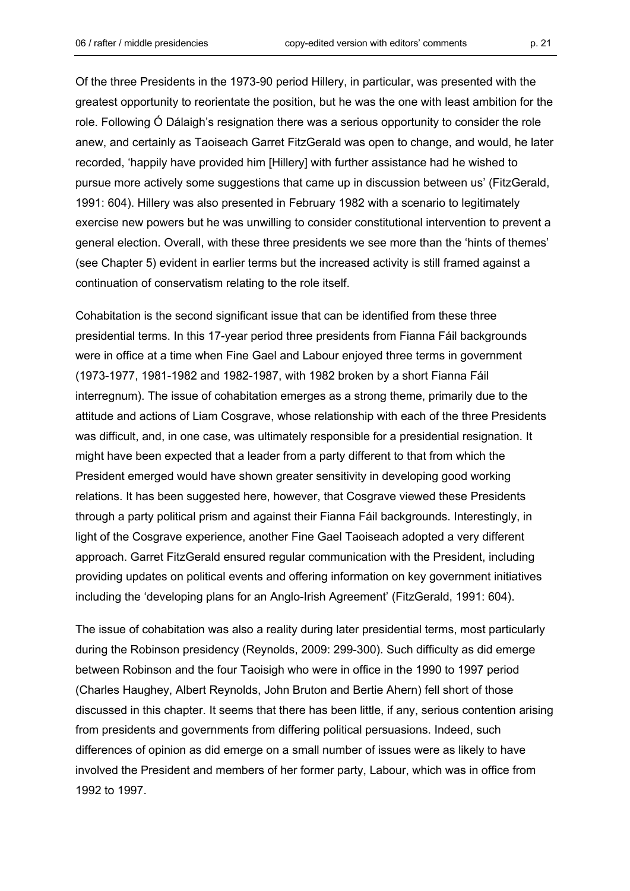Of the three Presidents in the 1973-90 period Hillery, in particular, was presented with the greatest opportunity to reorientate the position, but he was the one with least ambition for the role. Following Ó Dálaigh's resignation there was a serious opportunity to consider the role anew, and certainly as Taoiseach Garret FitzGerald was open to change, and would, he later recorded, 'happily have provided him [Hillery] with further assistance had he wished to pursue more actively some suggestions that came up in discussion between us' (FitzGerald, 1991: 604). Hillery was also presented in February 1982 with a scenario to legitimately exercise new powers but he was unwilling to consider constitutional intervention to prevent a general election. Overall, with these three presidents we see more than the 'hints of themes' (see Chapter 5) evident in earlier terms but the increased activity is still framed against a continuation of conservatism relating to the role itself.

Cohabitation is the second significant issue that can be identified from these three presidential terms. In this 17-year period three presidents from Fianna Fáil backgrounds were in office at a time when Fine Gael and Labour enjoyed three terms in government (1973-1977, 1981-1982 and 1982-1987, with 1982 broken by a short Fianna Fáil interregnum). The issue of cohabitation emerges as a strong theme, primarily due to the attitude and actions of Liam Cosgrave, whose relationship with each of the three Presidents was difficult, and, in one case, was ultimately responsible for a presidential resignation. It might have been expected that a leader from a party different to that from which the President emerged would have shown greater sensitivity in developing good working relations. It has been suggested here, however, that Cosgrave viewed these Presidents through a party political prism and against their Fianna Fáil backgrounds. Interestingly, in light of the Cosgrave experience, another Fine Gael Taoiseach adopted a very different approach. Garret FitzGerald ensured regular communication with the President, including providing updates on political events and offering information on key government initiatives including the 'developing plans for an Anglo-Irish Agreement' (FitzGerald, 1991: 604).

The issue of cohabitation was also a reality during later presidential terms, most particularly during the Robinson presidency (Reynolds, 2009: 299-300). Such difficulty as did emerge between Robinson and the four Taoisigh who were in office in the 1990 to 1997 period (Charles Haughey, Albert Reynolds, John Bruton and Bertie Ahern) fell short of those discussed in this chapter. It seems that there has been little, if any, serious contention arising from presidents and governments from differing political persuasions. Indeed, such differences of opinion as did emerge on a small number of issues were as likely to have involved the President and members of her former party, Labour, which was in office from 1992 to 1997.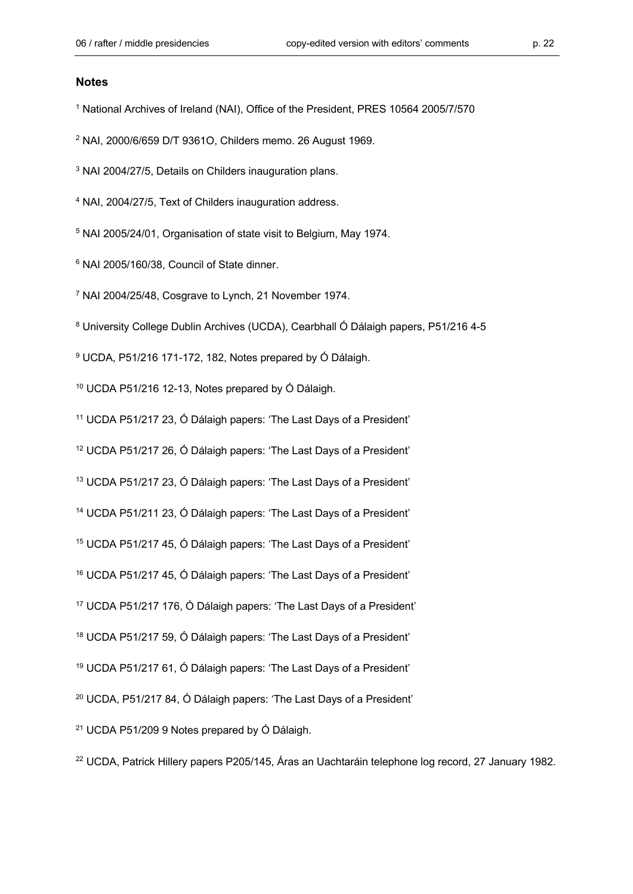## Notes

[1] National Archives of Ireland (NAI), Office of the President, PRES 10564 2005/7/570

[2] NAI, 2000/6/659 D/T 9361O, Childers memo. 26 August 1969.

[3] NAI 2004/27/5, Details on Childers inauguration plans.

[4] NAI, 2004/27/5, Text of Childers inauguration address.

[5] NAI 2005/24/01, Organisation of state visit to Belgium, May 1974.

[6] NAI 2005/160/38, Council of State dinner.

[7] NAI 2004/25/48, Cosgrave to Lynch, 21 November 1974.

[8] University College Dublin Archives (UCDA), Cearbhall Ó Dálaigh papers, P51/216 4-5

[9] UCDA, P51/216 171-172, 182, Notes prepared by Ó Dálaigh.

[10] UCDA P51/216 12-13, Notes prepared by Ó Dálaigh.

[11] UCDA P51/217 23, Ó Dálaigh papers: 'The Last Days of a President'

[12] UCDA P51/217 26, Ó Dálaigh papers: 'The Last Days of a President'

[13] UCDA P51/217 23, Ó Dálaigh papers: 'The Last Days of a President'

[14] UCDA P51/211 23, Ó Dálaigh papers: 'The Last Days of a President'

[15] UCDA P51/217 45, Ó Dálaigh papers: 'The Last Days of a President'

[16] UCDA P51/217 45, Ó Dálaigh papers: 'The Last Days of a President'

[17] UCDA P51/217 176, Ó Dálaigh papers: 'The Last Days of a President'

[18] UCDA P51/217 59, Ó Dálaigh papers: 'The Last Days of a President'

[19] UCDA P51/217 61, Ó Dálaigh papers: 'The Last Days of a President'

[20] UCDA, P51/217 84, Ó Dálaigh papers: 'The Last Days of a President'

[21] UCDA P51/209 9 Notes prepared by Ó Dálaigh.

[22] UCDA, Patrick Hillery papers P205/145, Áras an Uachtaráin telephone log record, 27 January 1982.